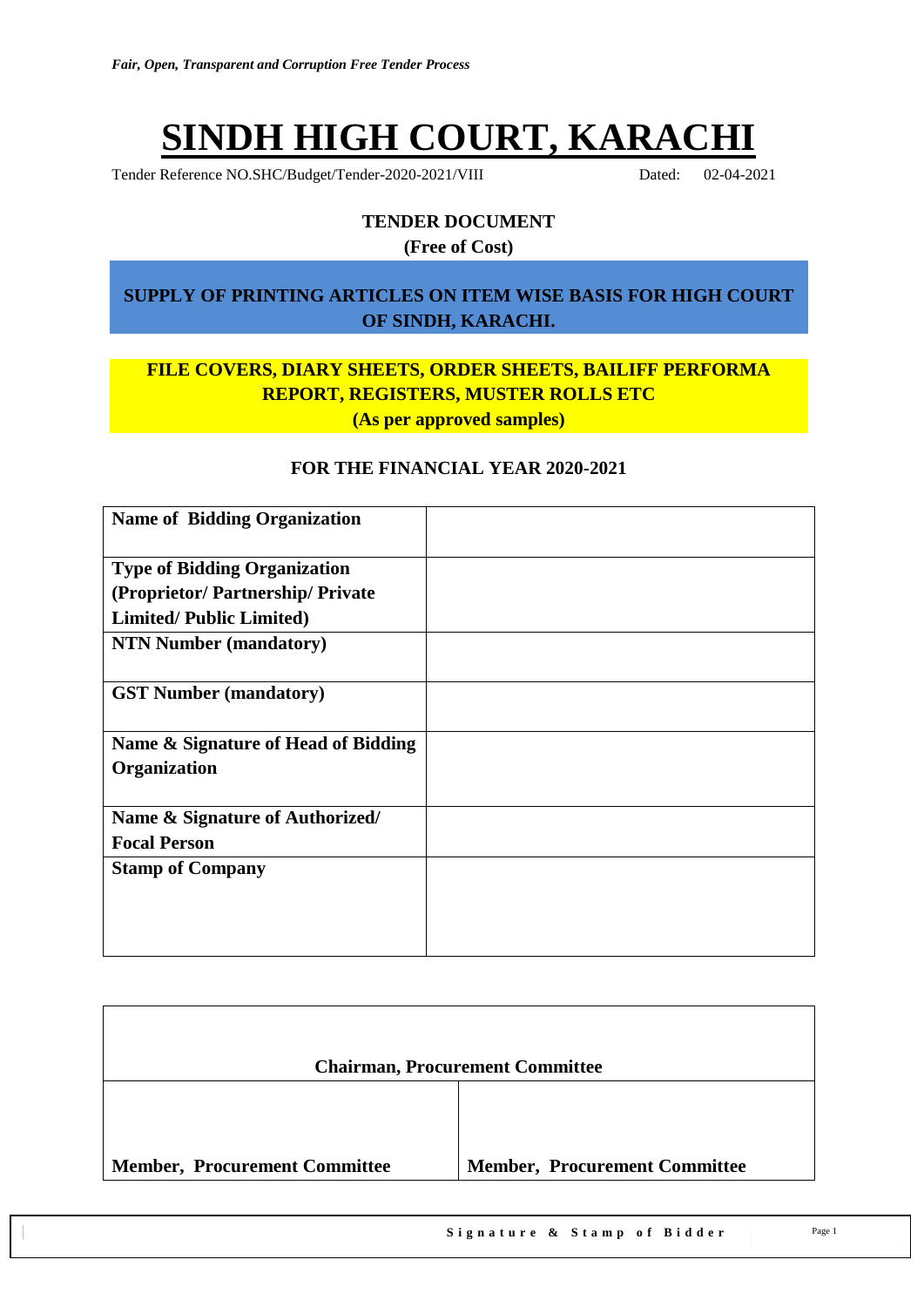*Fair, Open, Transparent and Corruption Free Tender Process*

# SINDH HIGH COURT, KARACHI

Tender Reference NO.SHC/Budget/Tender-2020-2021/VIII Dated: 02-04-2021

**TENDER DOCUMENT**

**(Free of Cost)**

**SUPPLY OF PRINTING ARTICLES ON ITEM WISE BASIS FOR HIGH COURT OF SINDH, KARACHI.**

**FILE COVERS, DIARY SHEETS, ORDER SHEETS, BAILIFF PERFORMA REPORT, REGISTERS, MUSTER ROLLS ETC**

**(As per approved samples)**

**FOR THE FINANCIAL YEAR 2020-2021**

| | |
|---|---|
| **Name of Bidding Organization** | |
| **Type of Bidding Organization (Proprietor/ Partnership/ Private Limited/ Public Limited)** | |
| **NTN Number (mandatory)** | |
| **GST Number (mandatory)** | |
| **Name & Signature of Head of Bidding Organization** | |
| **Name & Signature of Authorized/ Focal Person** | |
| **Stamp of Company** | |

| **Chairman, Procurement Committee** | |
|---|---|
| **Member, Procurement Committee** | **Member, Procurement Committee** |

**Signature & Stamp of Bidder**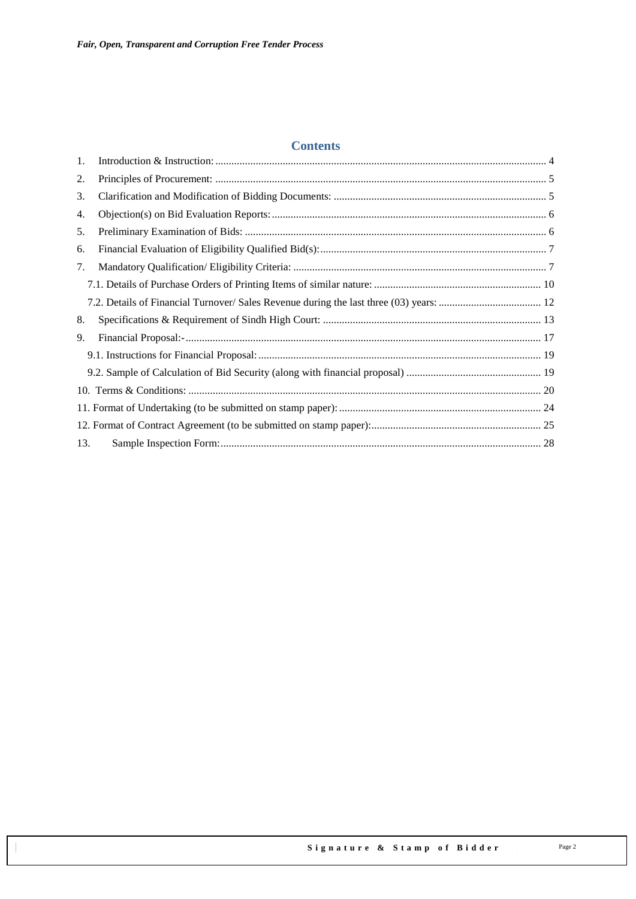## Contents

1. Introduction & Instruction: 4
2. Principles of Procurement: 5
3. Clarification and Modification of Bidding Documents: 5
4. Objection(s) on Bid Evaluation Reports: 6
5. Preliminary Examination of Bids: 6
6. Financial Evaluation of Eligibility Qualified Bid(s): 7
7. Mandatory Qualification/ Eligibility Criteria: 7
   - 7.1. Details of Purchase Orders of Printing Items of similar nature: 10
   - 7.2. Details of Financial Turnover/ Sales Revenue during the last three (03) years: 12
8. Specifications & Requirement of Sindh High Court: 13
9. Financial Proposal:- 17
   - 9.1. Instructions for Financial Proposal: 19
   - 9.2. Sample of Calculation of Bid Security (along with financial proposal) 19
10. Terms & Conditions: 20
11. Format of Undertaking (to be submitted on stamp paper): 24
12. Format of Contract Agreement (to be submitted on stamp paper): 25
13. Sample Inspection Form: 28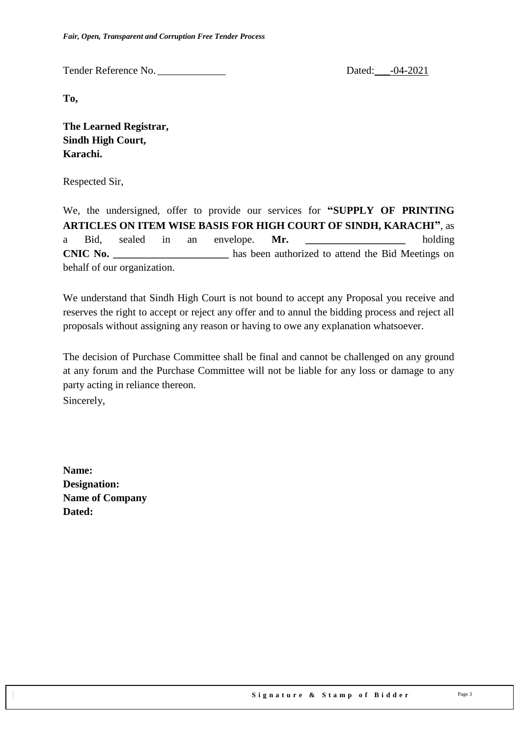Tender Reference No. _____________ Dated:___-04-2021

**To,**

**The Learned Registrar,**
**Sindh High Court,**
**Karachi.**

Respected Sir,

We, the undersigned, offer to provide our services for **"SUPPLY OF PRINTING ARTICLES ON ITEM WISE BASIS FOR HIGH COURT OF SINDH, KARACHI"**, as a Bid, sealed in an envelope. **Mr. ___________________** holding **CNIC No. ______________________** has been authorized to attend the Bid Meetings on behalf of our organization.

We understand that Sindh High Court is not bound to accept any Proposal you receive and reserves the right to accept or reject any offer and to annul the bidding process and reject all proposals without assigning any reason or having to owe any explanation whatsoever.

The decision of Purchase Committee shall be final and cannot be challenged on any ground at any forum and the Purchase Committee will not be liable for any loss or damage to any party acting in reliance thereon.

Sincerely,

**Name:**
**Designation:**
**Name of Company**
**Dated:**

**Signature & Stamp of Bidder**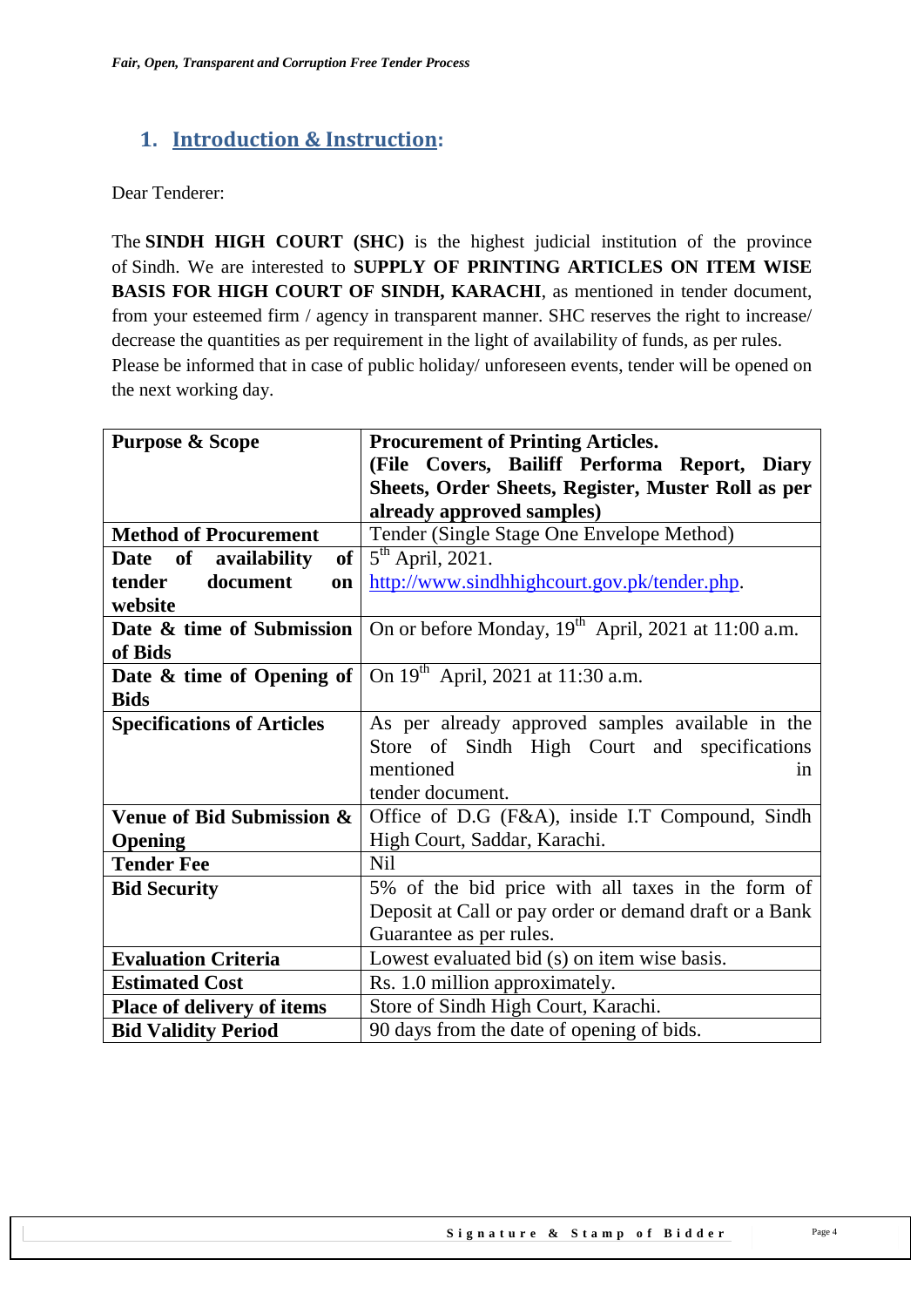## 1. Introduction & Instruction:

Dear Tenderer:

The **SINDH HIGH COURT (SHC)** is the highest judicial institution of the province of Sindh. We are interested to **SUPPLY OF PRINTING ARTICLES ON ITEM WISE BASIS FOR HIGH COURT OF SINDH, KARACHI**, as mentioned in tender document, from your esteemed firm / agency in transparent manner. SHC reserves the right to increase/ decrease the quantities as per requirement in the light of availability of funds, as per rules.
Please be informed that in case of public holiday/ unforeseen events, tender will be opened on the next working day.

| **Purpose & Scope** | **Procurement of Printing Articles. (File Covers, Bailiff Performa Report, Diary Sheets, Order Sheets, Register, Muster Roll as per already approved samples)** |
|---|---|
| **Method of Procurement** | Tender (Single Stage One Envelope Method) |
| **Date of availability of tender document on website** | 5th April, 2021. http://www.sindhhighcourt.gov.pk/tender.php. |
| **Date & time of Submission of Bids** | On or before Monday, 19th April, 2021 at 11:00 a.m. |
| **Date & time of Opening of Bids** | On 19th April, 2021 at 11:30 a.m. |
| **Specifications of Articles** | As per already approved samples available in the Store of Sindh High Court and specifications mentioned in tender document. |
| **Venue of Bid Submission & Opening** | Office of D.G (F&A), inside I.T Compound, Sindh High Court, Saddar, Karachi. |
| **Tender Fee** | Nil |
| **Bid Security** | 5% of the bid price with all taxes in the form of Deposit at Call or pay order or demand draft or a Bank Guarantee as per rules. |
| **Evaluation Criteria** | Lowest evaluated bid (s) on item wise basis. |
| **Estimated Cost** | Rs. 1.0 million approximately. |
| **Place of delivery of items** | Store of Sindh High Court, Karachi. |
| **Bid Validity Period** | 90 days from the date of opening of bids. |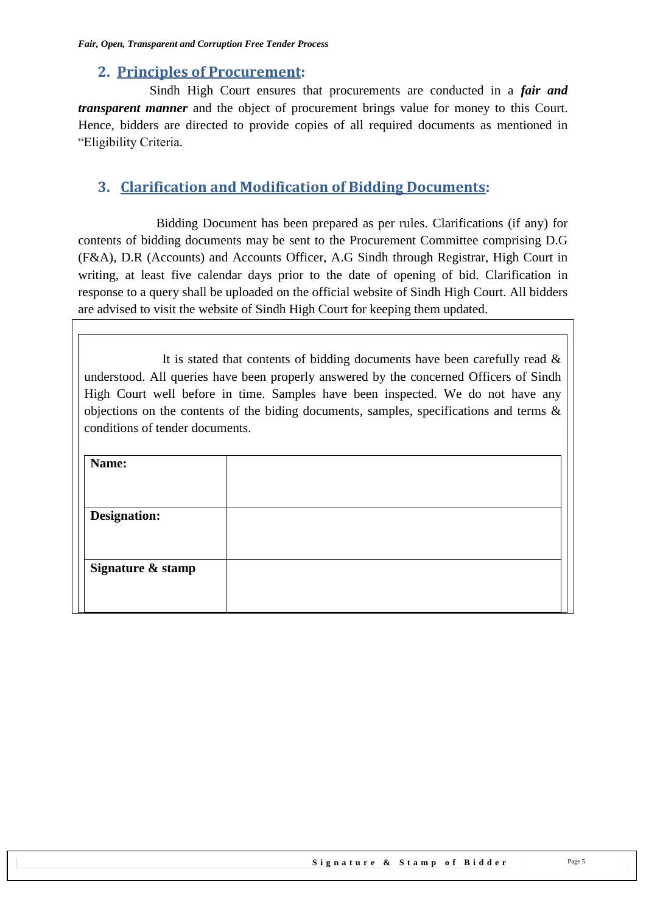## 2. Principles of Procurement:

Sindh High Court ensures that procurements are conducted in a ***fair and transparent manner*** and the object of procurement brings value for money to this Court. Hence, bidders are directed to provide copies of all required documents as mentioned in "Eligibility Criteria.

## 3. Clarification and Modification of Bidding Documents:

Bidding Document has been prepared as per rules. Clarifications (if any) for contents of bidding documents may be sent to the Procurement Committee comprising D.G (F&A), D.R (Accounts) and Accounts Officer, A.G Sindh through Registrar, High Court in writing, at least five calendar days prior to the date of opening of bid. Clarification in response to a query shall be uploaded on the official website of Sindh High Court. All bidders are advised to visit the website of Sindh High Court for keeping them updated.

It is stated that contents of bidding documents have been carefully read & understood. All queries have been properly answered by the concerned Officers of Sindh High Court well before in time. Samples have been inspected. We do not have any objections on the contents of the biding documents, samples, specifications and terms & conditions of tender documents.

| | |
|---|---|
| **Name:** | |
| **Designation:** | |
| **Signature & stamp** | |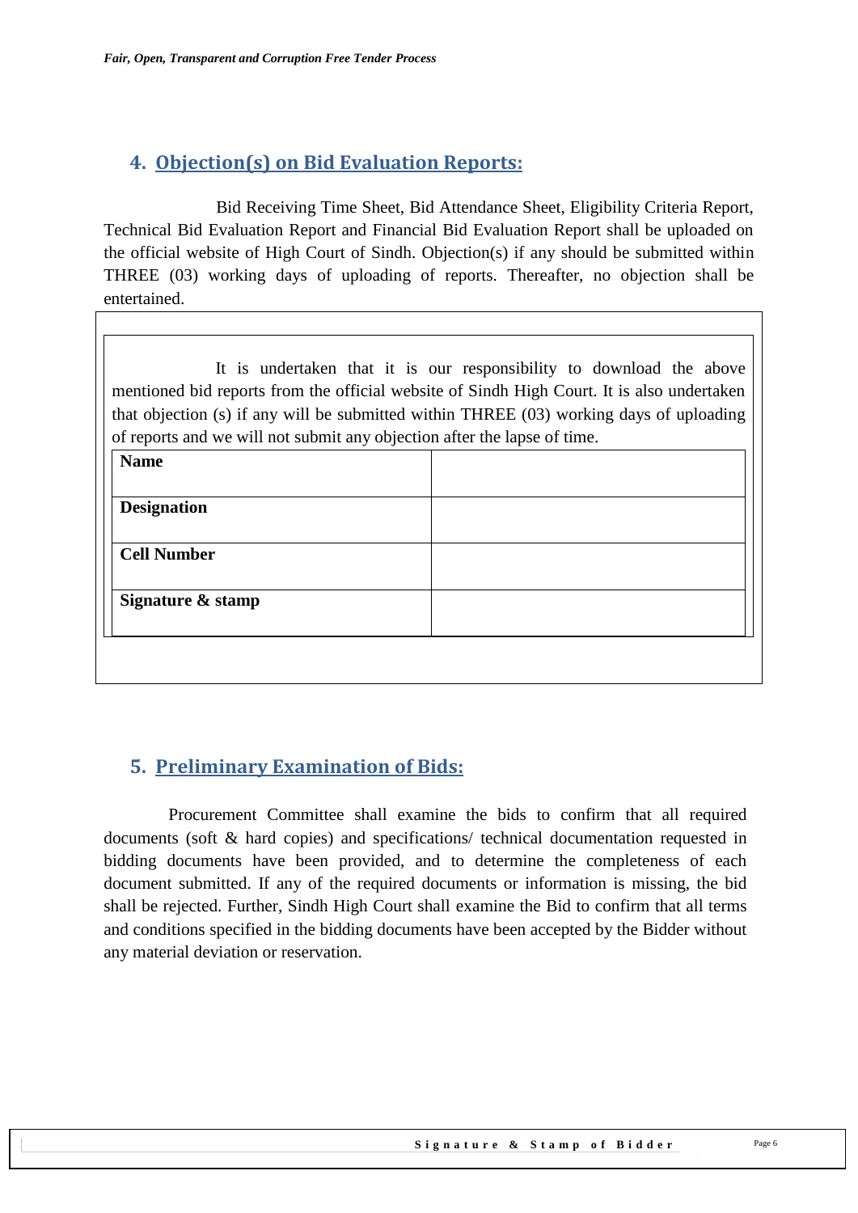## 4. Objection(s) on Bid Evaluation Reports:

Bid Receiving Time Sheet, Bid Attendance Sheet, Eligibility Criteria Report, Technical Bid Evaluation Report and Financial Bid Evaluation Report shall be uploaded on the official website of High Court of Sindh. Objection(s) if any should be submitted within THREE (03) working days of uploading of reports. Thereafter, no objection shall be entertained.

It is undertaken that it is our responsibility to download the above mentioned bid reports from the official website of Sindh High Court. It is also undertaken that objection (s) if any will be submitted within THREE (03) working days of uploading of reports and we will not submit any objection after the lapse of time.

| | |
|---|---|
| **Name** | |
| **Designation** | |
| **Cell Number** | |
| **Signature & stamp** | |

## 5. Preliminary Examination of Bids:

Procurement Committee shall examine the bids to confirm that all required documents (soft & hard copies) and specifications/ technical documentation requested in bidding documents have been provided, and to determine the completeness of each document submitted. If any of the required documents or information is missing, the bid shall be rejected. Further, Sindh High Court shall examine the Bid to confirm that all terms and conditions specified in the bidding documents have been accepted by the Bidder without any material deviation or reservation.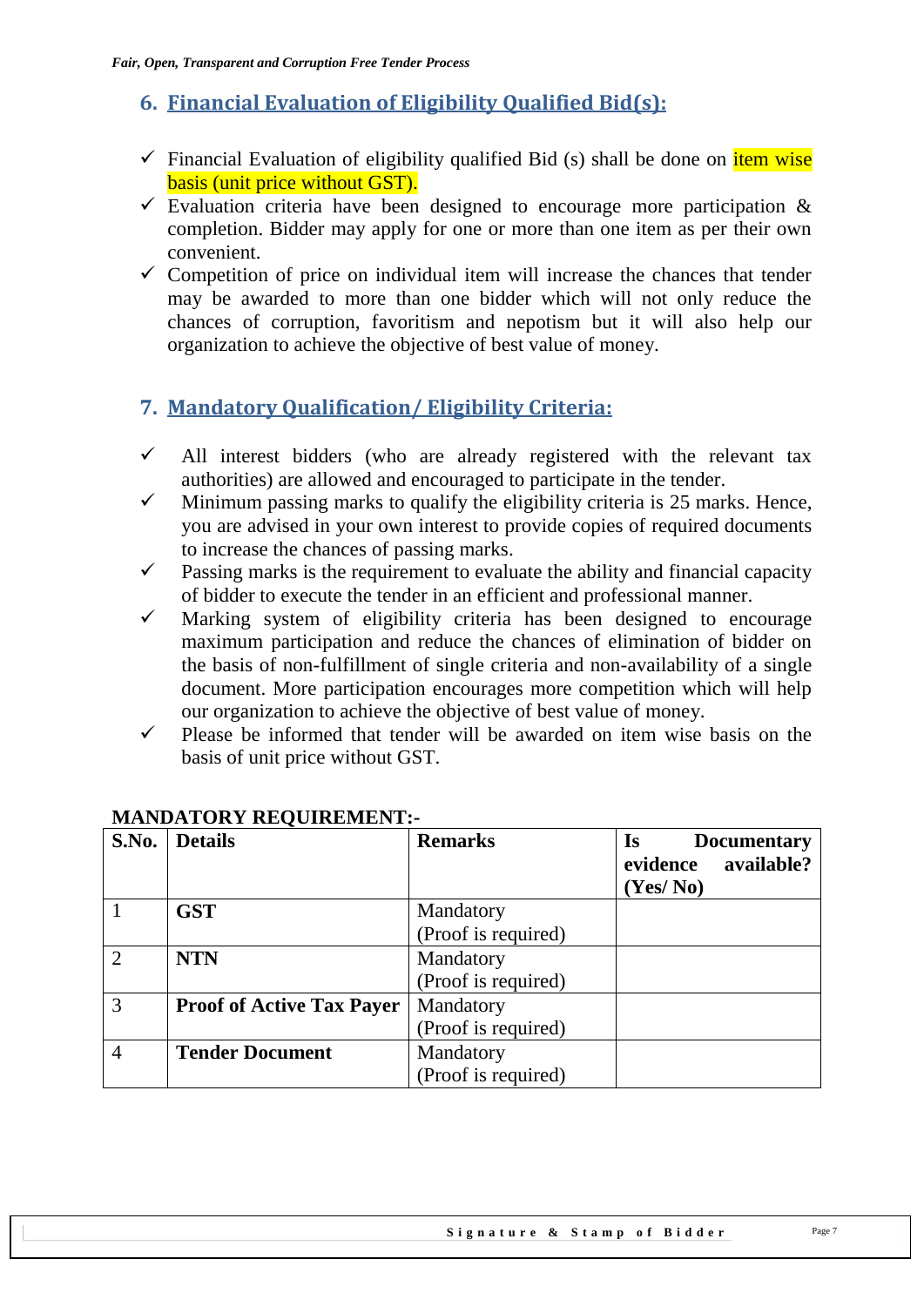## 6. Financial Evaluation of Eligibility Qualified Bid(s):

- ✓ Financial Evaluation of eligibility qualified Bid (s) shall be done on item wise basis (unit price without GST).
- ✓ Evaluation criteria have been designed to encourage more participation & completion. Bidder may apply for one or more than one item as per their own convenient.
- ✓ Competition of price on individual item will increase the chances that tender may be awarded to more than one bidder which will not only reduce the chances of corruption, favoritism and nepotism but it will also help our organization to achieve the objective of best value of money.

## 7. Mandatory Qualification/ Eligibility Criteria:

- ✓ All interest bidders (who are already registered with the relevant tax authorities) are allowed and encouraged to participate in the tender.
- ✓ Minimum passing marks to qualify the eligibility criteria is 25 marks. Hence, you are advised in your own interest to provide copies of required documents to increase the chances of passing marks.
- ✓ Passing marks is the requirement to evaluate the ability and financial capacity of bidder to execute the tender in an efficient and professional manner.
- ✓ Marking system of eligibility criteria has been designed to encourage maximum participation and reduce the chances of elimination of bidder on the basis of non-fulfillment of single criteria and non-availability of a single document. More participation encourages more competition which will help our organization to achieve the objective of best value of money.
- ✓ Please be informed that tender will be awarded on item wise basis on the basis of unit price without GST.

**MANDATORY REQUIREMENT:-**

| S.No. | Details | Remarks | Is Documentary evidence available? (Yes/ No) |
|---|---|---|---|
| 1 | **GST** | Mandatory (Proof is required) | |
| 2 | **NTN** | Mandatory (Proof is required) | |
| 3 | **Proof of Active Tax Payer** | Mandatory (Proof is required) | |
| 4 | **Tender Document** | Mandatory (Proof is required) | |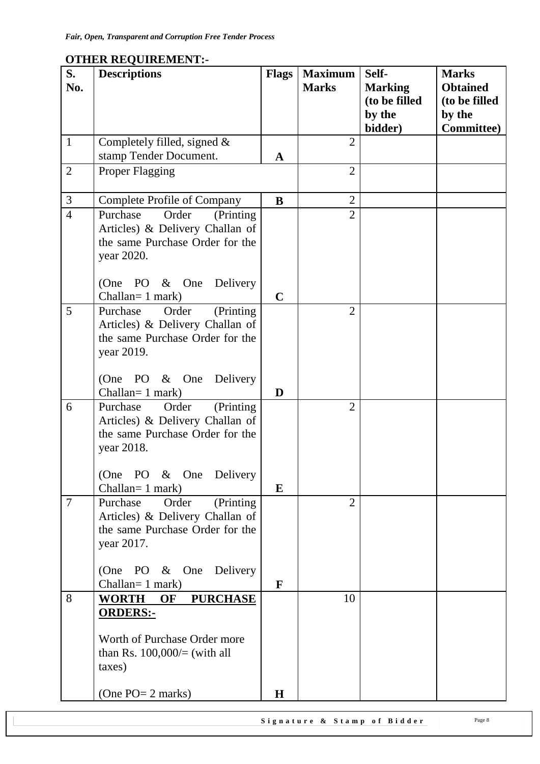## OTHER REQUIREMENT:-

| S. No. | Descriptions | Flags | Maximum Marks | Self-Marking (to be filled by the bidder) | Marks Obtained (to be filled by the Committee) |
|---|---|---|---|---|---|
| 1 | Completely filled, signed & stamp Tender Document. | A | 2 | | |
| 2 | Proper Flagging | | 2 | | |
| 3 | Complete Profile of Company | B | 2 | | |
| 4 | Purchase Order (Printing Articles) & Delivery Challan of the same Purchase Order for the year 2020.<br><br>(One PO & One Delivery Challan= 1 mark) | C | 2 | | |
| 5 | Purchase Order (Printing Articles) & Delivery Challan of the same Purchase Order for the year 2019.<br><br>(One PO & One Delivery Challan= 1 mark) | D | 2 | | |
| 6 | Purchase Order (Printing Articles) & Delivery Challan of the same Purchase Order for the year 2018.<br><br>(One PO & One Delivery Challan= 1 mark) | E | 2 | | |
| 7 | Purchase Order (Printing Articles) & Delivery Challan of the same Purchase Order for the year 2017.<br><br>(One PO & One Delivery Challan= 1 mark) | F | 2 | | |
| 8 | **WORTH OF PURCHASE ORDERS:-**<br><br>Worth of Purchase Order more than Rs. 100,000/= (with all taxes)<br><br>(One PO= 2 marks) | H | 10 | | |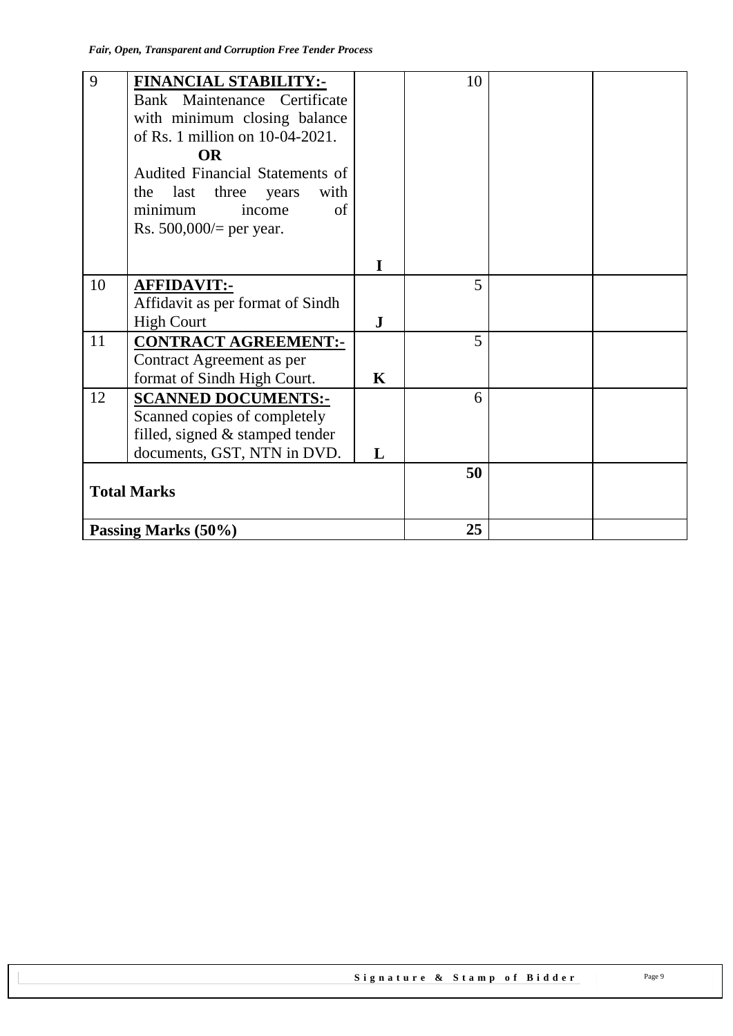| 9 | **FINANCIAL STABILITY:-** Bank Maintenance Certificate with minimum closing balance of Rs. 1 million on 10-04-2021. **OR** Audited Financial Statements of the last three years with minimum income of Rs. 500,000/= per year. | **I** | 10 | | |
|---|---|---|---|---|---|
| 10 | **AFFIDAVIT:-** Affidavit as per format of Sindh High Court | **J** | 5 | | |
| 11 | **CONTRACT AGREEMENT:-** Contract Agreement as per format of Sindh High Court. | **K** | 5 | | |
| 12 | **SCANNED DOCUMENTS:-** Scanned copies of completely filled, signed & stamped tender documents, GST, NTN in DVD. | **L** | 6 | | |
| **Total Marks** | | | **50** | | |
| **Passing Marks (50%)** | | | **25** | | |

**Signature & Stamp of Bidder**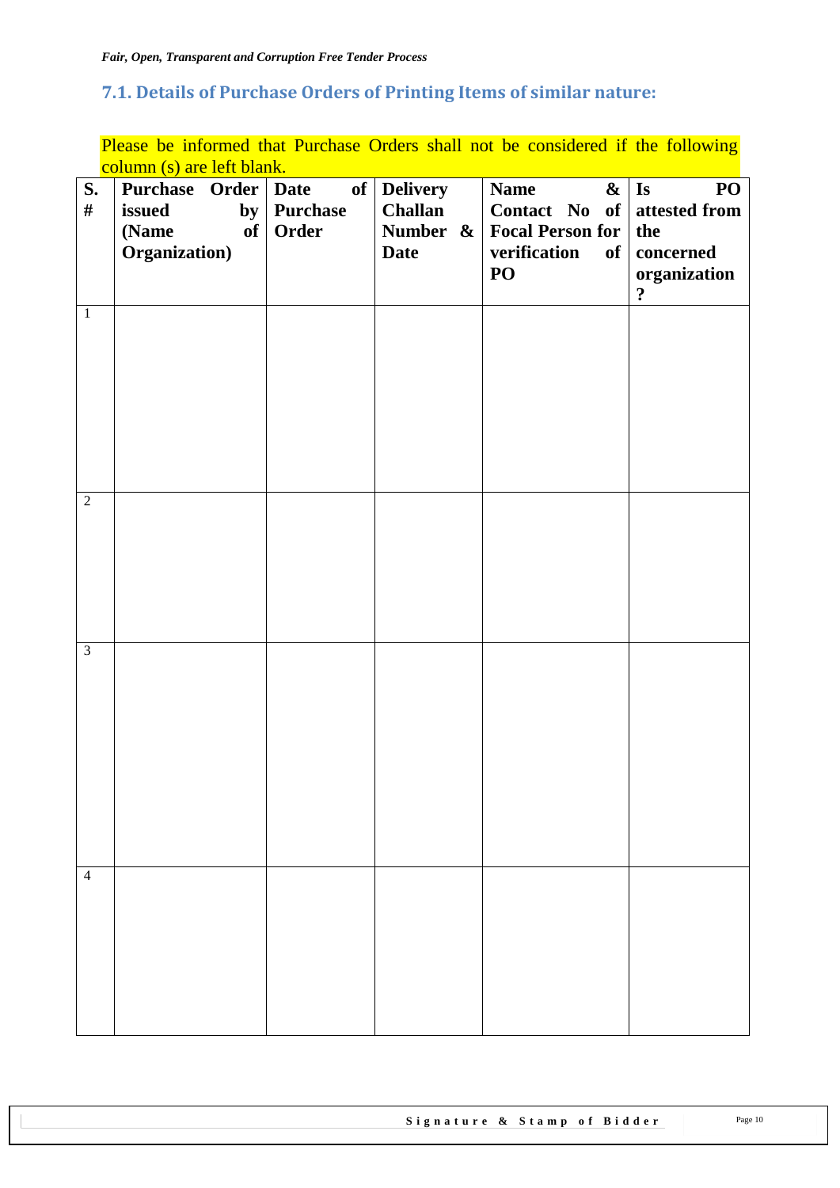## 7.1. Details of Purchase Orders of Printing Items of similar nature:

Please be informed that Purchase Orders shall not be considered if the following column (s) are left blank.

| S. # | Purchase Order issued by (Name of Organization) | Date of Purchase Order | Delivery Challan Number & Date | Name & Contact No of Focal Person for verification of PO | Is PO attested from the concerned organization ? |
|---|---|---|---|---|---|
| 1 | | | | | |
| 2 | | | | | |
| 3 | | | | | |
| 4 | | | | | |

**Signature & Stamp of Bidder**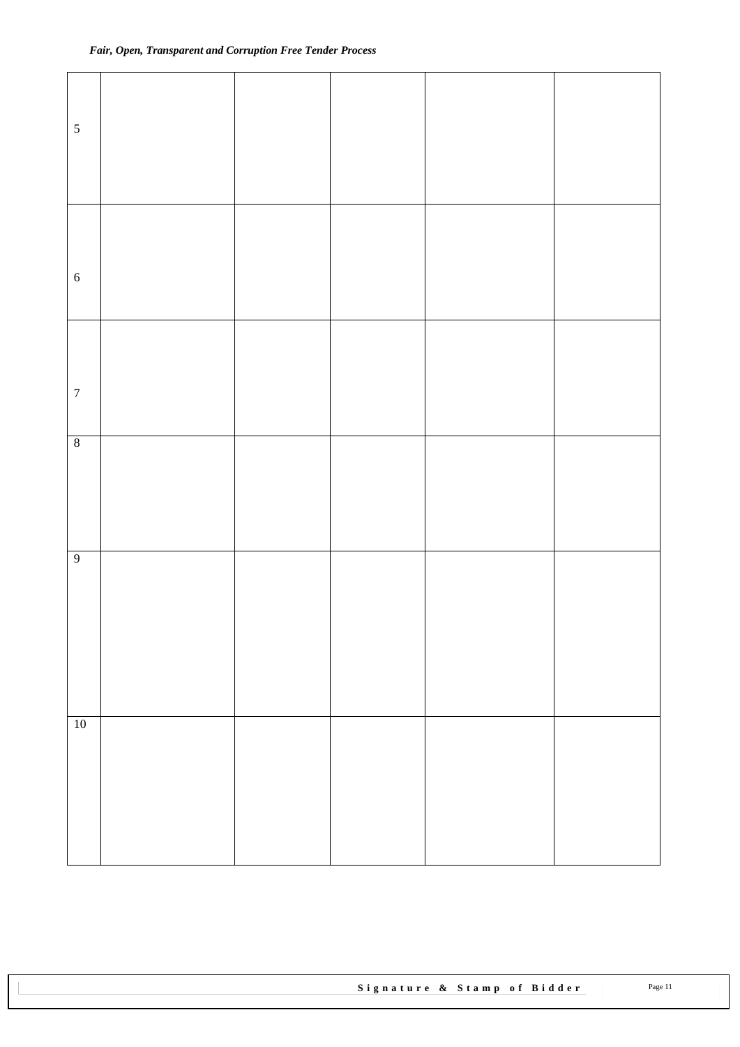| | | | | | |
|---|---|---|---|---|---|
| 5 | | | | | |
| 6 | | | | | |
| 7 | | | | | |
| 8 | | | | | |
| 9 | | | | | |
| 10 | | | | | |

**Signature & Stamp of Bidder**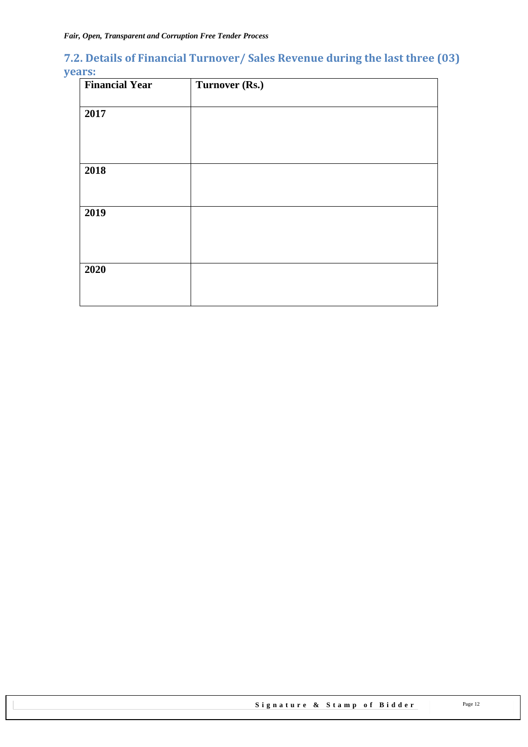## 7.2. Details of Financial Turnover/ Sales Revenue during the last three (03) years:

| Financial Year | Turnover (Rs.) |
|---|---|
| 2017 | |
| 2018 | |
| 2019 | |
| 2020 | |

**Signature & Stamp of Bidder**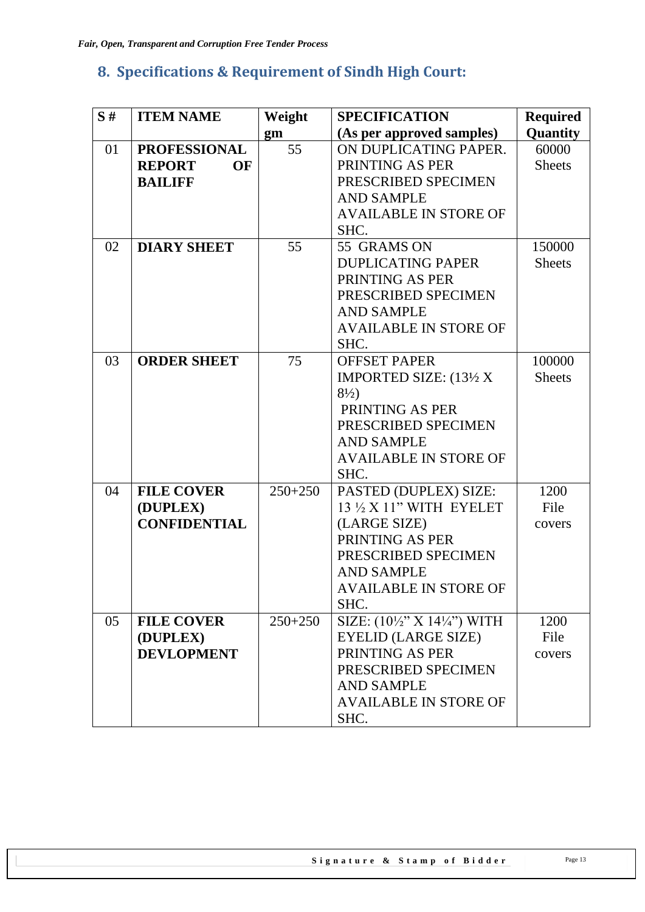## 8. Specifications & Requirement of Sindh High Court:

| S # | ITEM NAME | Weight gm | SPECIFICATION (As per approved samples) | Required Quantity |
|---|---|---|---|---|
| 01 | **PROFESSIONAL REPORT OF BAILIFF** | 55 | ON DUPLICATING PAPER. PRINTING AS PER PRESCRIBED SPECIMEN AND SAMPLE AVAILABLE IN STORE OF SHC. | 60000 Sheets |
| 02 | **DIARY SHEET** | 55 | 55 GRAMS ON DUPLICATING PAPER PRINTING AS PER PRESCRIBED SPECIMEN AND SAMPLE AVAILABLE IN STORE OF SHC. | 150000 Sheets |
| 03 | **ORDER SHEET** | 75 | OFFSET PAPER IMPORTED SIZE: (13½ X 8½) PRINTING AS PER PRESCRIBED SPECIMEN AND SAMPLE AVAILABLE IN STORE OF SHC. | 100000 Sheets |
| 04 | **FILE COVER (DUPLEX) CONFIDENTIAL** | 250+250 | PASTED (DUPLEX) SIZE: 13 ½ X 11" WITH EYELET (LARGE SIZE) PRINTING AS PER PRESCRIBED SPECIMEN AND SAMPLE AVAILABLE IN STORE OF SHC. | 1200 File covers |
| 05 | **FILE COVER (DUPLEX) DEVLOPMENT** | 250+250 | SIZE: (10½" X 14¼") WITH EYELID (LARGE SIZE) PRINTING AS PER PRESCRIBED SPECIMEN AND SAMPLE AVAILABLE IN STORE OF SHC. | 1200 File covers |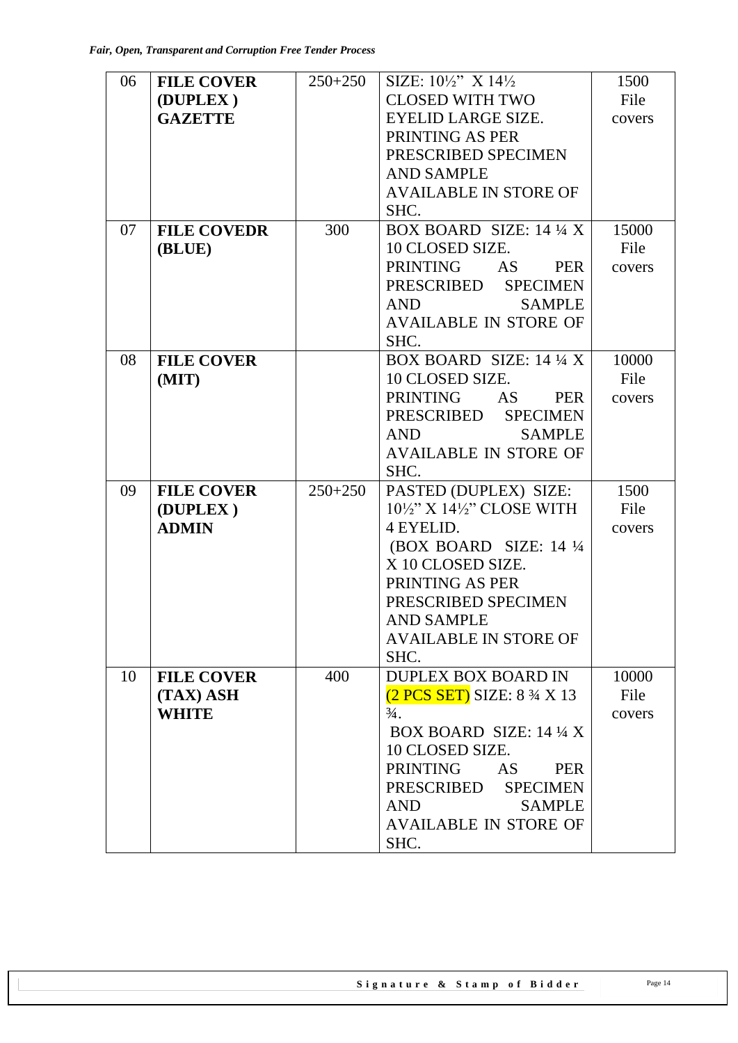| 06 | **FILE COVER (DUPLEX ) GAZETTE** | 250+250 | SIZE: 10½" X 14½ CLOSED WITH TWO EYELID LARGE SIZE. PRINTING AS PER PRESCRIBED SPECIMEN AND SAMPLE AVAILABLE IN STORE OF SHC. | 1500 File covers |
|---|---|---|---|---|
| 07 | **FILE COVEDR (BLUE)** | 300 | BOX BOARD SIZE: 14 ¼ X 10 CLOSED SIZE. PRINTING AS PER PRESCRIBED SPECIMEN AND SAMPLE AVAILABLE IN STORE OF SHC. | 15000 File covers |
| 08 | **FILE COVER (MIT)** | | BOX BOARD SIZE: 14 ¼ X 10 CLOSED SIZE. PRINTING AS PER PRESCRIBED SPECIMEN AND SAMPLE AVAILABLE IN STORE OF SHC. | 10000 File covers |
| 09 | **FILE COVER (DUPLEX ) ADMIN** | 250+250 | PASTED (DUPLEX) SIZE: 10½" X 14½" CLOSE WITH 4 EYELID. (BOX BOARD SIZE: 14 ¼ X 10 CLOSED SIZE. PRINTING AS PER PRESCRIBED SPECIMEN AND SAMPLE AVAILABLE IN STORE OF SHC. | 1500 File covers |
| 10 | **FILE COVER (TAX) ASH WHITE** | 400 | DUPLEX BOX BOARD IN (2 PCS SET) SIZE: 8 ¾ X 13 ¾. BOX BOARD SIZE: 14 ¼ X 10 CLOSED SIZE. PRINTING AS PER PRESCRIBED SPECIMEN AND SAMPLE AVAILABLE IN STORE OF SHC. | 10000 File covers |

**Signature & Stamp of Bidder**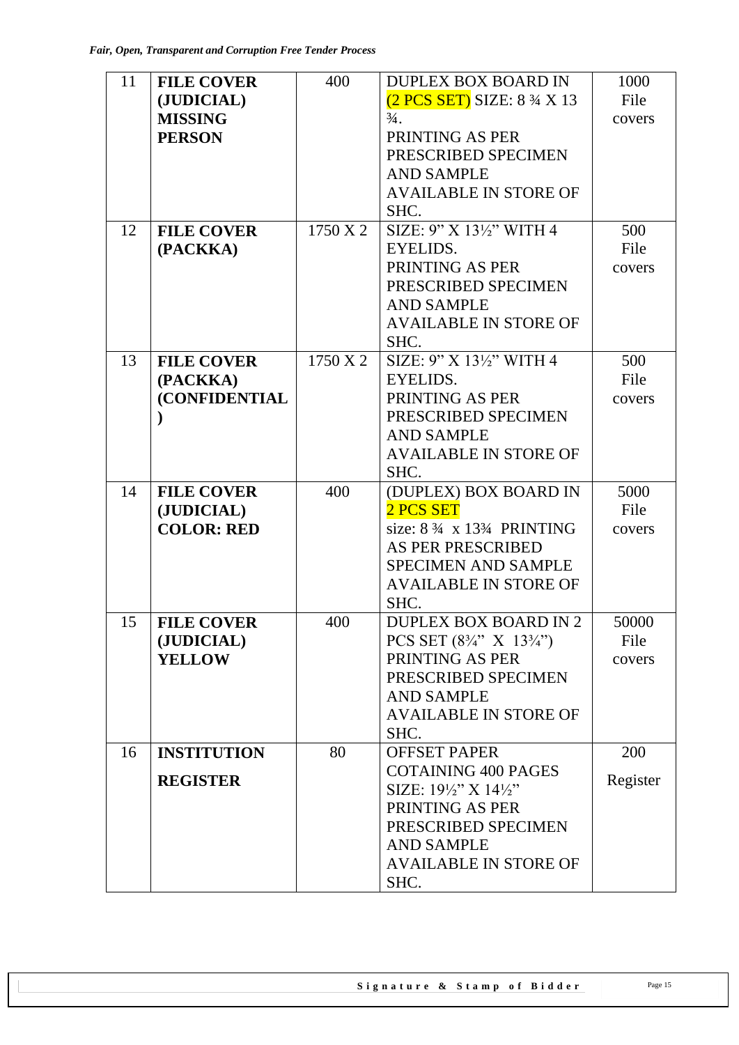| 11 | **FILE COVER (JUDICIAL) MISSING PERSON** | 400 | DUPLEX BOX BOARD IN (2 PCS SET) SIZE: 8 ¾ X 13 ¾. PRINTING AS PER PRESCRIBED SPECIMEN AND SAMPLE AVAILABLE IN STORE OF SHC. | 1000 File covers |
|---|---|---|---|---|
| 12 | **FILE COVER (PACKKA)** | 1750 X 2 | SIZE: 9" X 13½" WITH 4 EYELIDS. PRINTING AS PER PRESCRIBED SPECIMEN AND SAMPLE AVAILABLE IN STORE OF SHC. | 500 File covers |
| 13 | **FILE COVER (PACKKA) (CONFIDENTIAL )** | 1750 X 2 | SIZE: 9" X 13½" WITH 4 EYELIDS. PRINTING AS PER PRESCRIBED SPECIMEN AND SAMPLE AVAILABLE IN STORE OF SHC. | 500 File covers |
| 14 | **FILE COVER (JUDICIAL) COLOR: RED** | 400 | (DUPLEX) BOX BOARD IN 2 PCS SET size: 8 ¾ x 13¾ PRINTING AS PER PRESCRIBED SPECIMEN AND SAMPLE AVAILABLE IN STORE OF SHC. | 5000 File covers |
| 15 | **FILE COVER (JUDICIAL) YELLOW** | 400 | DUPLEX BOX BOARD IN 2 PCS SET (8¾" X 13¾") PRINTING AS PER PRESCRIBED SPECIMEN AND SAMPLE AVAILABLE IN STORE OF SHC. | 50000 File covers |
| 16 | **INSTITUTION REGISTER** | 80 | OFFSET PAPER COTAINING 400 PAGES SIZE: 19½" X 14½" PRINTING AS PER PRESCRIBED SPECIMEN AND SAMPLE AVAILABLE IN STORE OF SHC. | 200 Register |

**Signature & Stamp of Bidder**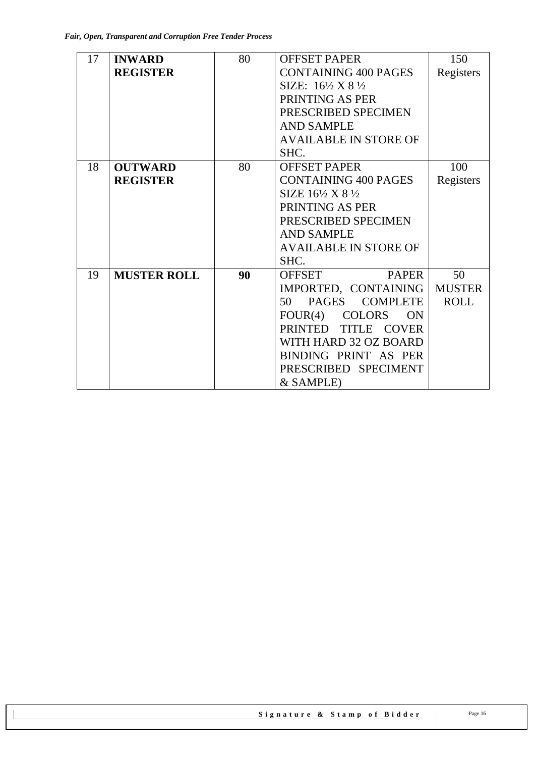| 17 | **INWARD REGISTER** | 80 | OFFSET PAPER CONTAINING 400 PAGES SIZE: 16½ X 8 ½ PRINTING AS PER PRESCRIBED SPECIMEN AND SAMPLE AVAILABLE IN STORE OF SHC. | 150 Registers |
|---|---|---|---|---|
| 18 | **OUTWARD REGISTER** | 80 | OFFSET PAPER CONTAINING 400 PAGES SIZE 16½ X 8 ½ PRINTING AS PER PRESCRIBED SPECIMEN AND SAMPLE AVAILABLE IN STORE OF SHC. | 100 Registers |
| 19 | **MUSTER ROLL** | **90** | OFFSET PAPER IMPORTED, CONTAINING 50 PAGES COMPLETE FOUR(4) COLORS ON PRINTED TITLE COVER WITH HARD 32 OZ BOARD BINDING PRINT AS PER PRESCRIBED SPECIMENT & SAMPLE) | 50 MUSTER ROLL |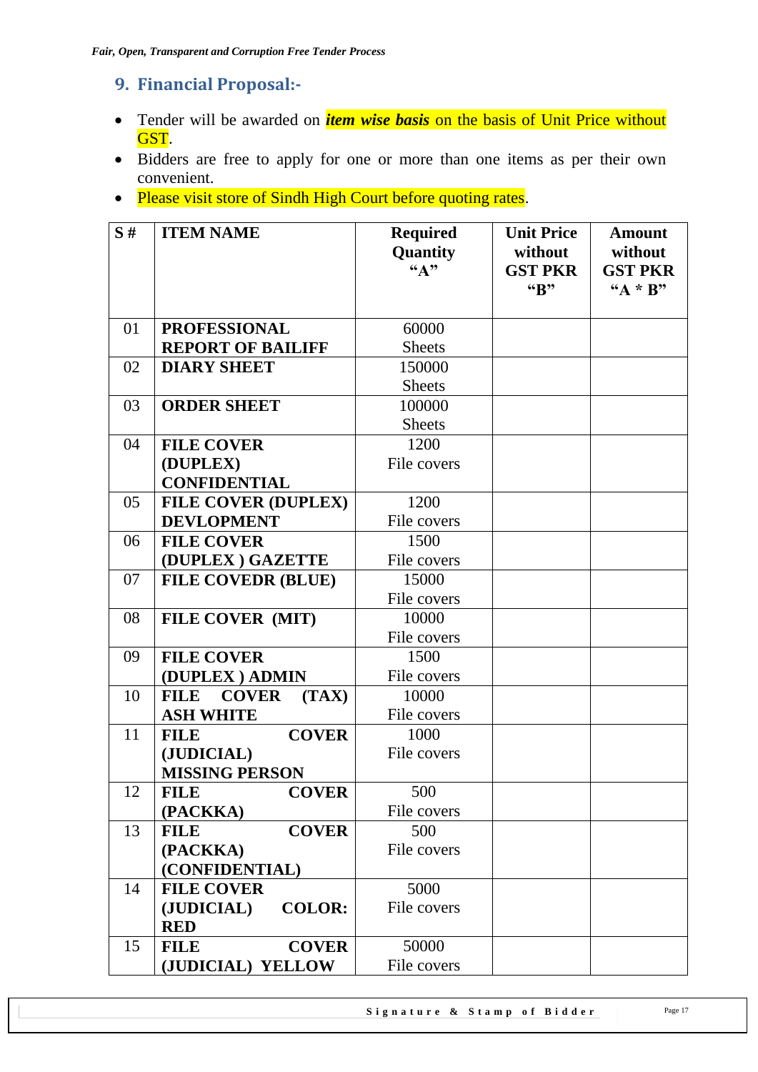## 9. Financial Proposal:-

- Tender will be awarded on ***item wise basis*** on the basis of Unit Price without GST.
- Bidders are free to apply for one or more than one items as per their own convenient.
- Please visit store of Sindh High Court before quoting rates.

| S # | ITEM NAME | Required Quantity "A" | Unit Price without GST PKR "B" | Amount without GST PKR "A * B" |
|---|---|---|---|---|
| 01 | **PROFESSIONAL REPORT OF BAILIFF** | 60000 Sheets | | |
| 02 | **DIARY SHEET** | 150000 Sheets | | |
| 03 | **ORDER SHEET** | 100000 Sheets | | |
| 04 | **FILE COVER (DUPLEX) CONFIDENTIAL** | 1200 File covers | | |
| 05 | **FILE COVER (DUPLEX) DEVLOPMENT** | 1200 File covers | | |
| 06 | **FILE COVER (DUPLEX ) GAZETTE** | 1500 File covers | | |
| 07 | **FILE COVEDR (BLUE)** | 15000 File covers | | |
| 08 | **FILE COVER (MIT)** | 10000 File covers | | |
| 09 | **FILE COVER (DUPLEX ) ADMIN** | 1500 File covers | | |
| 10 | **FILE COVER (TAX) ASH WHITE** | 10000 File covers | | |
| 11 | **FILE COVER (JUDICIAL) MISSING PERSON** | 1000 File covers | | |
| 12 | **FILE COVER (PACKKA)** | 500 File covers | | |
| 13 | **FILE COVER (PACKKA) (CONFIDENTIAL)** | 500 File covers | | |
| 14 | **FILE COVER (JUDICIAL) COLOR: RED** | 5000 File covers | | |
| 15 | **FILE COVER (JUDICIAL) YELLOW** | 50000 File covers | | |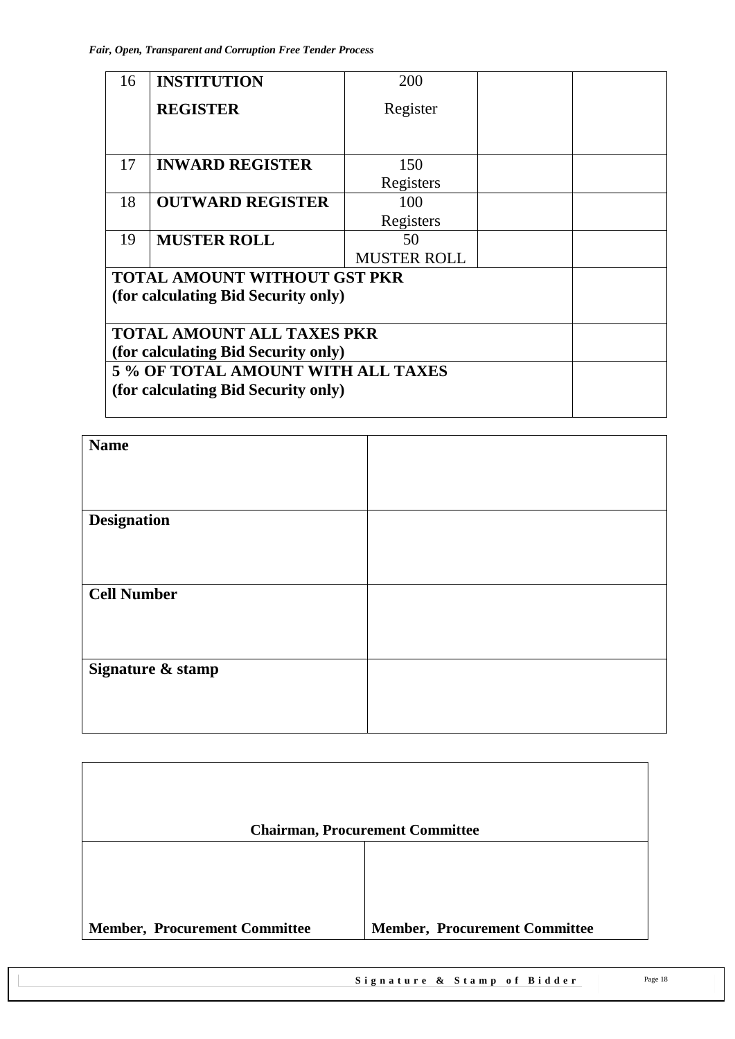| 16 | **INSTITUTION REGISTER** | 200 Register | | |
|---|---|---|---|---|
| 17 | **INWARD REGISTER** | 150 Registers | | |
| 18 | **OUTWARD REGISTER** | 100 Registers | | |
| 19 | **MUSTER ROLL** | 50 MUSTER ROLL | | |
| **TOTAL AMOUNT WITHOUT GST PKR (for calculating Bid Security only)** | | | | |
| **TOTAL AMOUNT ALL TAXES PKR (for calculating Bid Security only)** | | | | |
| **5 % OF TOTAL AMOUNT WITH ALL TAXES (for calculating Bid Security only)** | | | | |

| **Name** | |
|---|---|
| **Designation** | |
| **Cell Number** | |
| **Signature & stamp** | |

| **Chairman, Procurement Committee** | |
|---|---|
| **Member, Procurement Committee** | **Member, Procurement Committee** |

**Signature & Stamp of Bidder**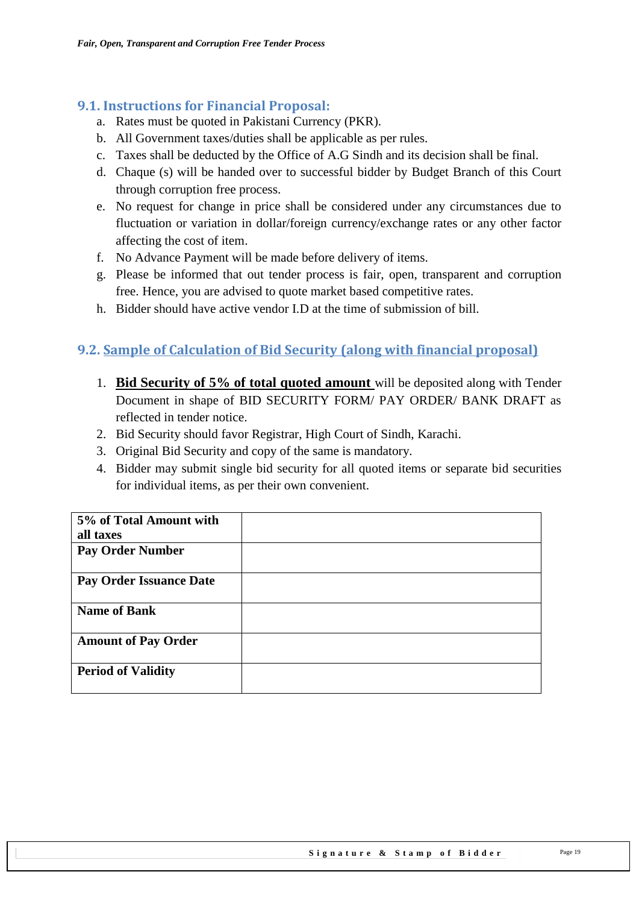## 9.1. Instructions for Financial Proposal:

a. Rates must be quoted in Pakistani Currency (PKR).
b. All Government taxes/duties shall be applicable as per rules.
c. Taxes shall be deducted by the Office of A.G Sindh and its decision shall be final.
d. Chaque (s) will be handed over to successful bidder by Budget Branch of this Court through corruption free process.
e. No request for change in price shall be considered under any circumstances due to fluctuation or variation in dollar/foreign currency/exchange rates or any other factor affecting the cost of item.
f. No Advance Payment will be made before delivery of items.
g. Please be informed that out tender process is fair, open, transparent and corruption free. Hence, you are advised to quote market based competitive rates.
h. Bidder should have active vendor I.D at the time of submission of bill.

## 9.2. <u>Sample of Calculation of Bid Security (along with financial proposal)</u>

1. <u>**Bid Security of 5% of total quoted amount**</u> will be deposited along with Tender Document in shape of BID SECURITY FORM/ PAY ORDER/ BANK DRAFT as reflected in tender notice.
2. Bid Security should favor Registrar, High Court of Sindh, Karachi.
3. Original Bid Security and copy of the same is mandatory.
4. Bidder may submit single bid security for all quoted items or separate bid securities for individual items, as per their own convenient.

| **5% of Total Amount with all taxes** | |
|---|---|
| **Pay Order Number** | |
| **Pay Order Issuance Date** | |
| **Name of Bank** | |
| **Amount of Pay Order** | |
| **Period of Validity** | |

Signature & Stamp of Bidder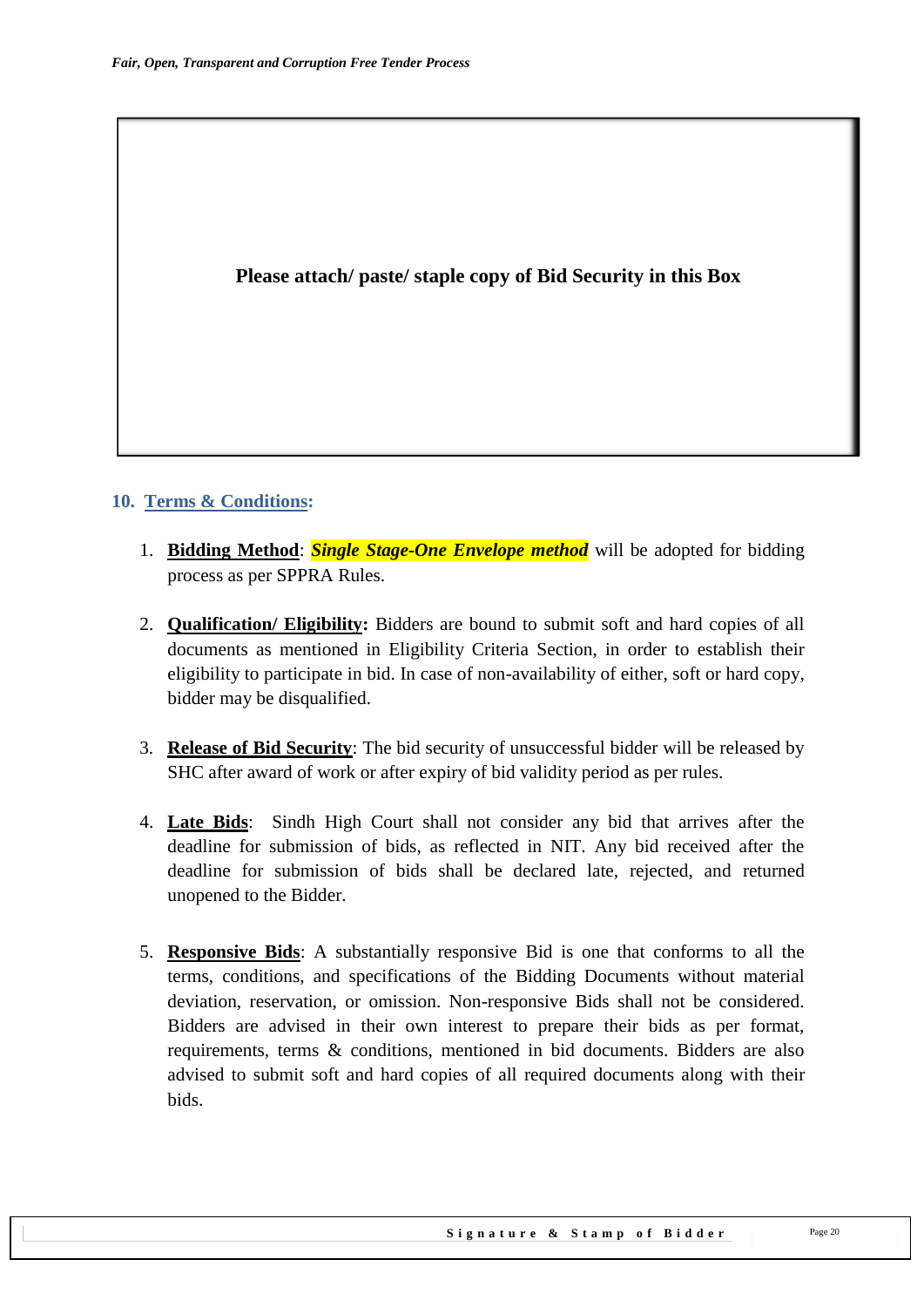**Please attach/ paste/ staple copy of Bid Security in this Box**

## 10. Terms & Conditions:

1. **Bidding Method**: ***Single Stage-One Envelope method*** will be adopted for bidding process as per SPPRA Rules.

2. **Qualification/ Eligibility:** Bidders are bound to submit soft and hard copies of all documents as mentioned in Eligibility Criteria Section, in order to establish their eligibility to participate in bid. In case of non-availability of either, soft or hard copy, bidder may be disqualified.

3. **Release of Bid Security**: The bid security of unsuccessful bidder will be released by SHC after award of work or after expiry of bid validity period as per rules.

4. **Late Bids**: Sindh High Court shall not consider any bid that arrives after the deadline for submission of bids, as reflected in NIT. Any bid received after the deadline for submission of bids shall be declared late, rejected, and returned unopened to the Bidder.

5. **Responsive Bids**: A substantially responsive Bid is one that conforms to all the terms, conditions, and specifications of the Bidding Documents without material deviation, reservation, or omission. Non-responsive Bids shall not be considered. Bidders are advised in their own interest to prepare their bids as per format, requirements, terms & conditions, mentioned in bid documents. Bidders are also advised to submit soft and hard copies of all required documents along with their bids.

**Signature & Stamp of Bidder**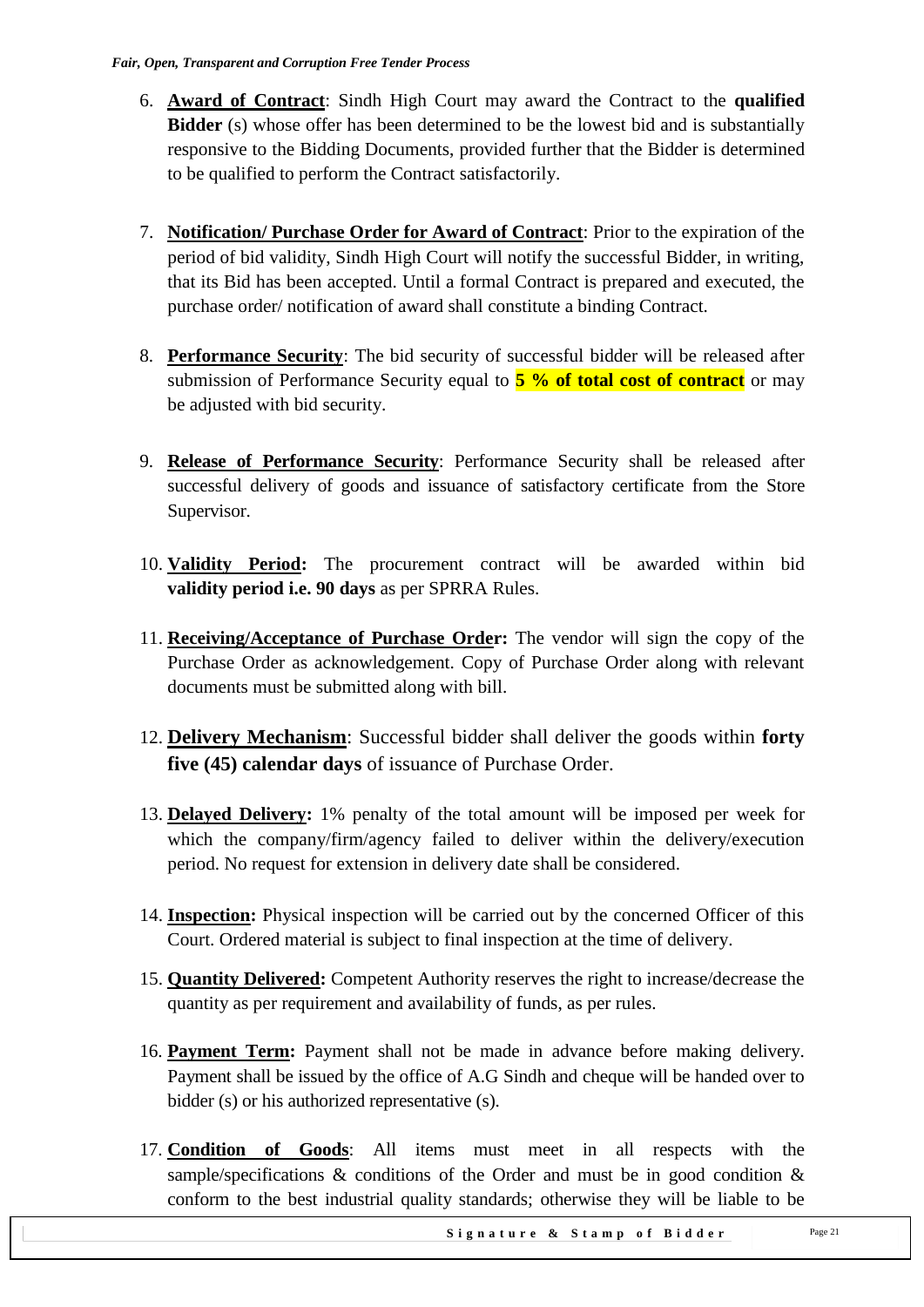6. **<u>Award of Contract</u>**: Sindh High Court may award the Contract to the **qualified Bidder** (s) whose offer has been determined to be the lowest bid and is substantially responsive to the Bidding Documents, provided further that the Bidder is determined to be qualified to perform the Contract satisfactorily.

7. **<u>Notification/ Purchase Order for Award of Contract</u>**: Prior to the expiration of the period of bid validity, Sindh High Court will notify the successful Bidder, in writing, that its Bid has been accepted. Until a formal Contract is prepared and executed, the purchase order/ notification of award shall constitute a binding Contract.

8. **<u>Performance Security</u>**: The bid security of successful bidder will be released after submission of Performance Security equal to **5 % of total cost of contract** or may be adjusted with bid security.

9. **<u>Release of Performance Security</u>**: Performance Security shall be released after successful delivery of goods and issuance of satisfactory certificate from the Store Supervisor.

10. **<u>Validity Period</u>:** The procurement contract will be awarded within bid **validity period i.e. 90 days** as per SPRRA Rules.

11. **<u>Receiving/Acceptance of Purchase Order</u>:** The vendor will sign the copy of the Purchase Order as acknowledgement. Copy of Purchase Order along with relevant documents must be submitted along with bill.

12. **<u>Delivery Mechanism</u>**: Successful bidder shall deliver the goods within **forty five (45) calendar days** of issuance of Purchase Order.

13. **<u>Delayed Delivery</u>:** 1% penalty of the total amount will be imposed per week for which the company/firm/agency failed to deliver within the delivery/execution period. No request for extension in delivery date shall be considered.

14. **<u>Inspection</u>:** Physical inspection will be carried out by the concerned Officer of this Court. Ordered material is subject to final inspection at the time of delivery.

15. **<u>Quantity Delivered</u>:** Competent Authority reserves the right to increase/decrease the quantity as per requirement and availability of funds, as per rules.

16. **<u>Payment Term</u>:** Payment shall not be made in advance before making delivery. Payment shall be issued by the office of A.G Sindh and cheque will be handed over to bidder (s) or his authorized representative (s).

17. **<u>Condition of Goods</u>**: All items must meet in all respects with the sample/specifications & conditions of the Order and must be in good condition & conform to the best industrial quality standards; otherwise they will be liable to be

**Signature & Stamp of Bidder**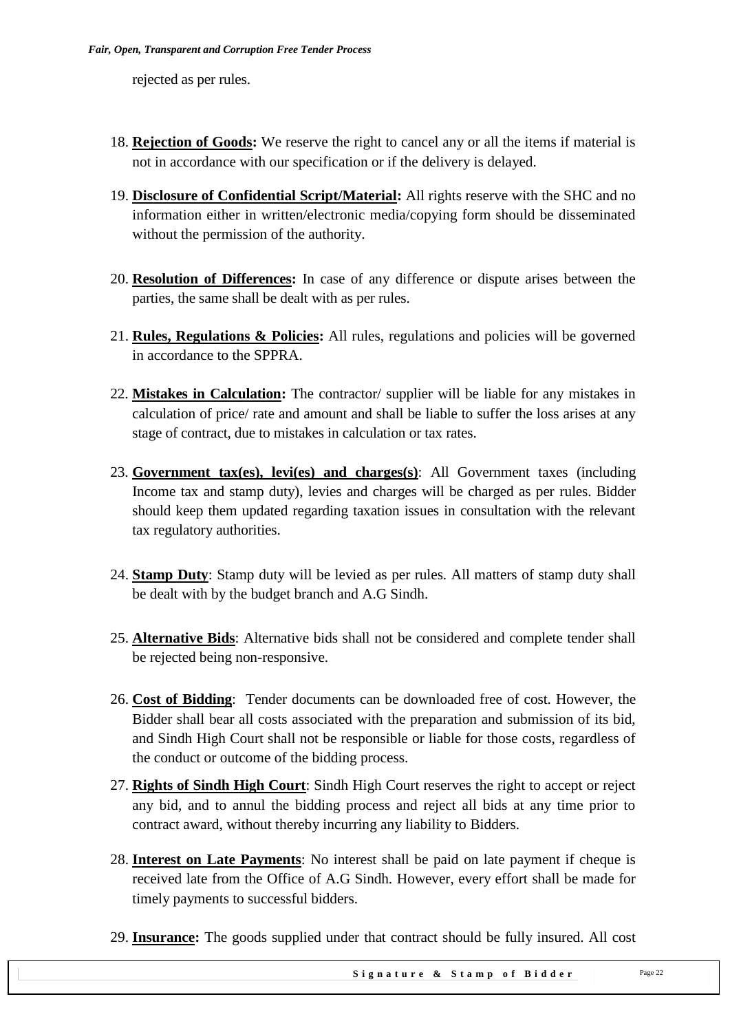rejected as per rules.

18. **Rejection of Goods:** We reserve the right to cancel any or all the items if material is not in accordance with our specification or if the delivery is delayed.

19. **Disclosure of Confidential Script/Material:** All rights reserve with the SHC and no information either in written/electronic media/copying form should be disseminated without the permission of the authority.

20. **Resolution of Differences:** In case of any difference or dispute arises between the parties, the same shall be dealt with as per rules.

21. **Rules, Regulations & Policies:** All rules, regulations and policies will be governed in accordance to the SPPRA.

22. **Mistakes in Calculation:** The contractor/ supplier will be liable for any mistakes in calculation of price/ rate and amount and shall be liable to suffer the loss arises at any stage of contract, due to mistakes in calculation or tax rates.

23. **Government tax(es), levi(es) and charges(s)**: All Government taxes (including Income tax and stamp duty), levies and charges will be charged as per rules. Bidder should keep them updated regarding taxation issues in consultation with the relevant tax regulatory authorities.

24. **Stamp Duty**: Stamp duty will be levied as per rules. All matters of stamp duty shall be dealt with by the budget branch and A.G Sindh.

25. **Alternative Bids**: Alternative bids shall not be considered and complete tender shall be rejected being non-responsive.

26. **Cost of Bidding**: Tender documents can be downloaded free of cost. However, the Bidder shall bear all costs associated with the preparation and submission of its bid, and Sindh High Court shall not be responsible or liable for those costs, regardless of the conduct or outcome of the bidding process.

27. **Rights of Sindh High Court**: Sindh High Court reserves the right to accept or reject any bid, and to annul the bidding process and reject all bids at any time prior to contract award, without thereby incurring any liability to Bidders.

28. **Interest on Late Payments**: No interest shall be paid on late payment if cheque is received late from the Office of A.G Sindh. However, every effort shall be made for timely payments to successful bidders.

29. **Insurance:** The goods supplied under that contract should be fully insured. All cost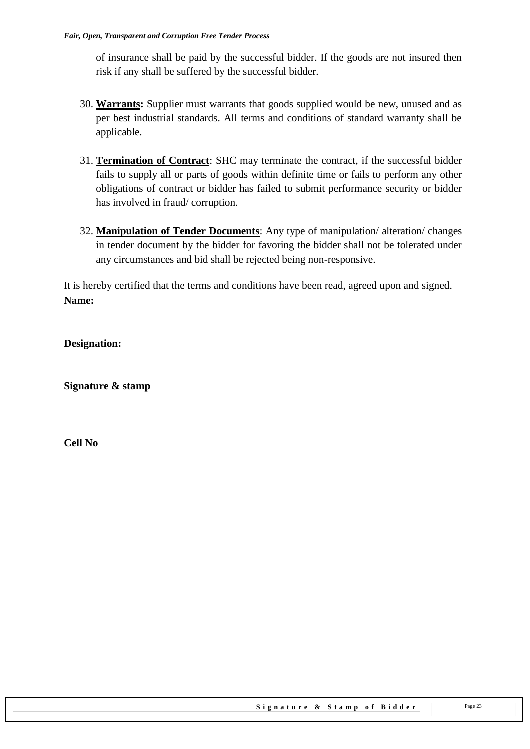of insurance shall be paid by the successful bidder. If the goods are not insured then risk if any shall be suffered by the successful bidder.

30. **Warrants:** Supplier must warrants that goods supplied would be new, unused and as per best industrial standards. All terms and conditions of standard warranty shall be applicable.

31. **Termination of Contract**: SHC may terminate the contract, if the successful bidder fails to supply all or parts of goods within definite time or fails to perform any other obligations of contract or bidder has failed to submit performance security or bidder has involved in fraud/ corruption.

32. **Manipulation of Tender Documents**: Any type of manipulation/ alteration/ changes in tender document by the bidder for favoring the bidder shall not be tolerated under any circumstances and bid shall be rejected being non-responsive.

It is hereby certified that the terms and conditions have been read, agreed upon and signed.

| **Name:** | |
|---|---|
| **Designation:** | |
| **Signature & stamp** | |
| **Cell No** | |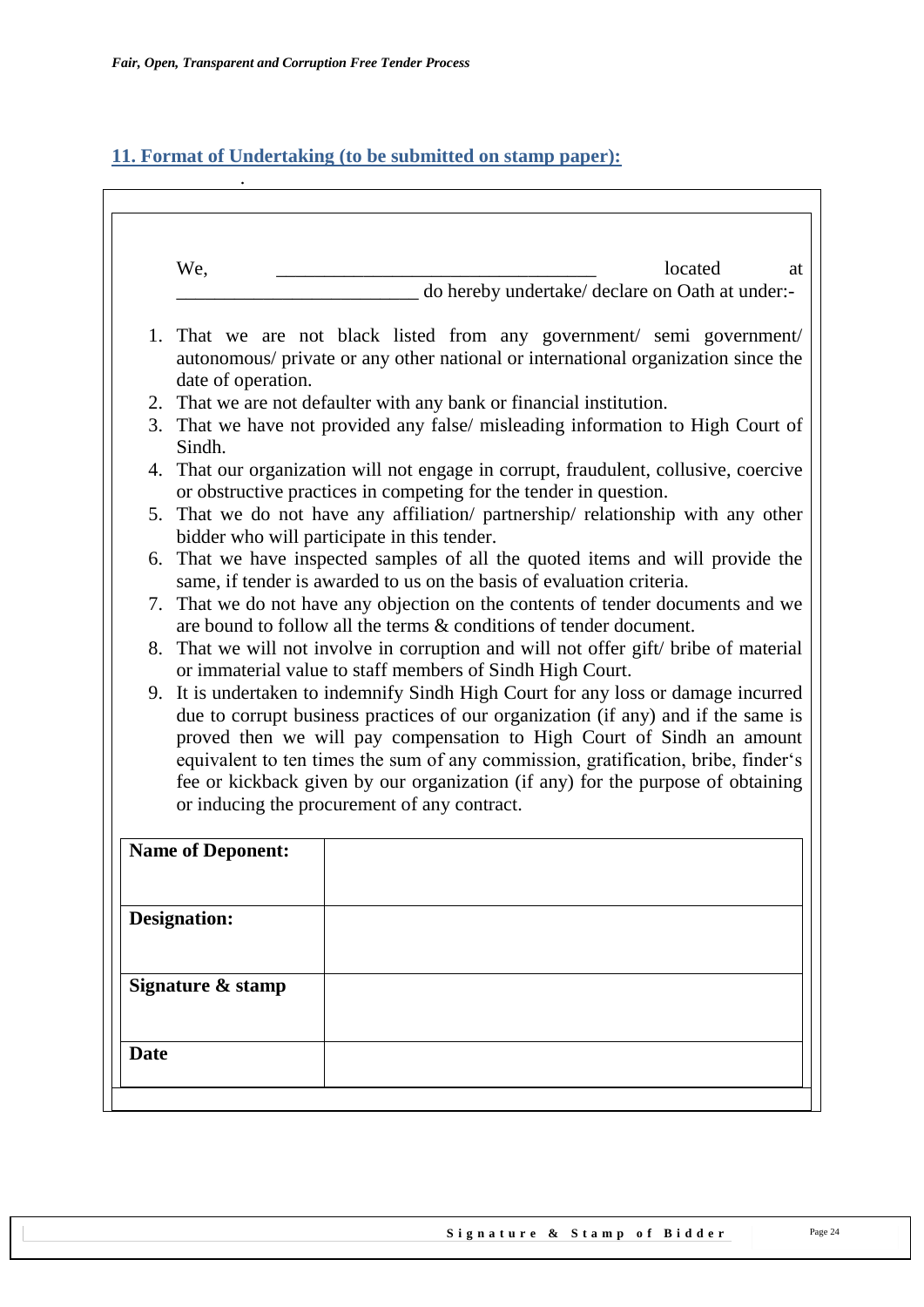## 11. Format of Undertaking (to be submitted on stamp paper):

We, _________________________________ located at _________________________ do hereby undertake/ declare on Oath at under:-

1. That we are not black listed from any government/ semi government/ autonomous/ private or any other national or international organization since the date of operation.
2. That we are not defaulter with any bank or financial institution.
3. That we have not provided any false/ misleading information to High Court of Sindh.
4. That our organization will not engage in corrupt, fraudulent, collusive, coercive or obstructive practices in competing for the tender in question.
5. That we do not have any affiliation/ partnership/ relationship with any other bidder who will participate in this tender.
6. That we have inspected samples of all the quoted items and will provide the same, if tender is awarded to us on the basis of evaluation criteria.
7. That we do not have any objection on the contents of tender documents and we are bound to follow all the terms & conditions of tender document.
8. That we will not involve in corruption and will not offer gift/ bribe of material or immaterial value to staff members of Sindh High Court.
9. It is undertaken to indemnify Sindh High Court for any loss or damage incurred due to corrupt business practices of our organization (if any) and if the same is proved then we will pay compensation to High Court of Sindh an amount equivalent to ten times the sum of any commission, gratification, bribe, finder's fee or kickback given by our organization (if any) for the purpose of obtaining or inducing the procurement of any contract.

| **Name of Deponent:** | |
|---|---|
| **Designation:** | |
| **Signature & stamp** | |
| **Date** | |

Signature & Stamp of Bidder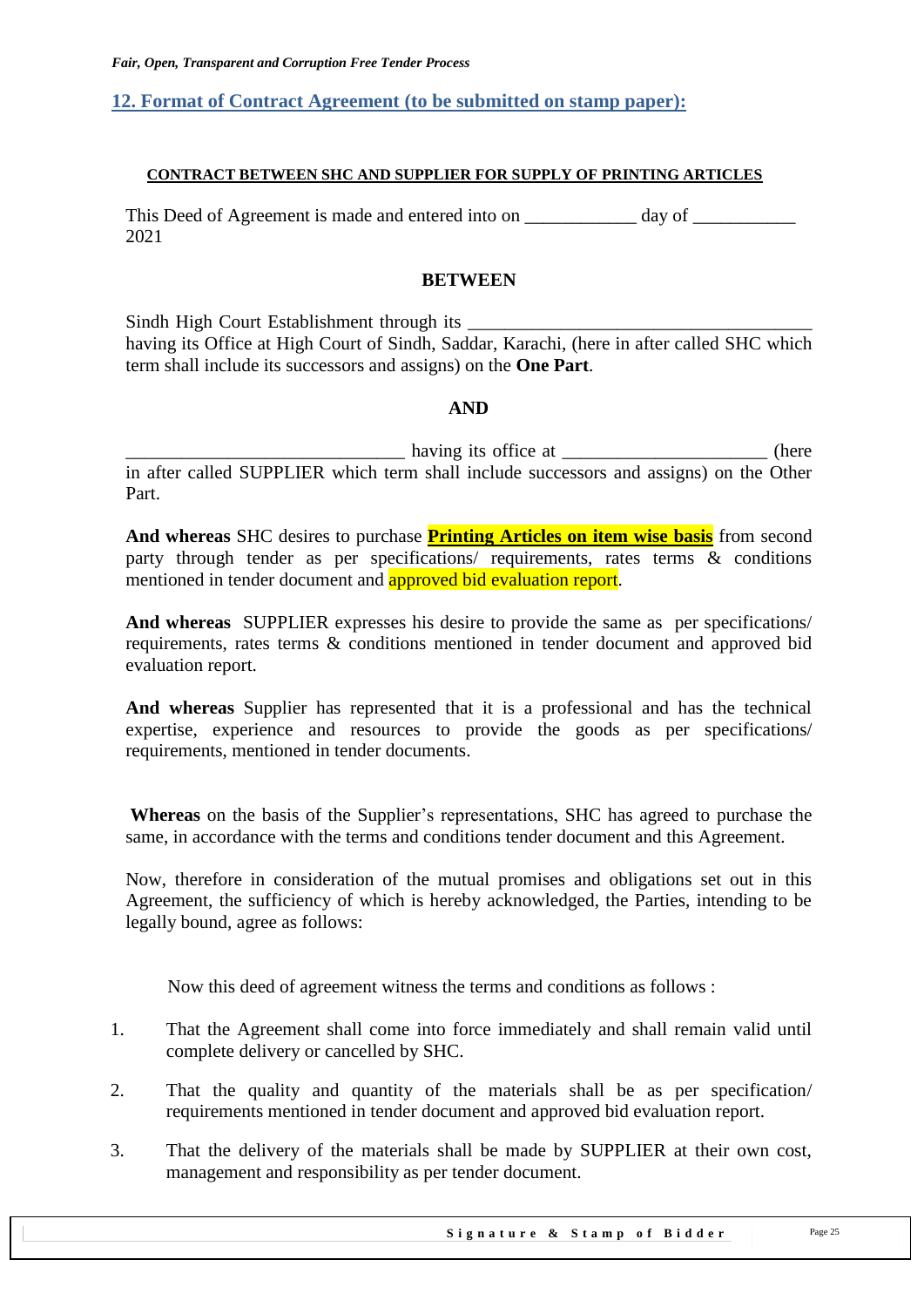## 12. Format of Contract Agreement (to be submitted on stamp paper):

**CONTRACT BETWEEN SHC AND SUPPLIER FOR SUPPLY OF PRINTING ARTICLES**

This Deed of Agreement is made and entered into on ____________ day of ___________ 2021

**BETWEEN**

Sindh High Court Establishment through its _____________________________________ having its Office at High Court of Sindh, Saddar, Karachi, (here in after called SHC which term shall include its successors and assigns) on the **One Part**.

**AND**

______________________________ having its office at _____________________ (here in after called SUPPLIER which term shall include successors and assigns) on the Other Part.

**And whereas** SHC desires to purchase **Printing Articles on item wise basis** from second party through tender as per specifications/ requirements, rates terms & conditions mentioned in tender document and approved bid evaluation report.

**And whereas** SUPPLIER expresses his desire to provide the same as per specifications/ requirements, rates terms & conditions mentioned in tender document and approved bid evaluation report.

**And whereas** Supplier has represented that it is a professional and has the technical expertise, experience and resources to provide the goods as per specifications/ requirements, mentioned in tender documents.

**Whereas** on the basis of the Supplier's representations, SHC has agreed to purchase the same, in accordance with the terms and conditions tender document and this Agreement.

Now, therefore in consideration of the mutual promises and obligations set out in this Agreement, the sufficiency of which is hereby acknowledged, the Parties, intending to be legally bound, agree as follows:

Now this deed of agreement witness the terms and conditions as follows :

1. That the Agreement shall come into force immediately and shall remain valid until complete delivery or cancelled by SHC.
2. That the quality and quantity of the materials shall be as per specification/ requirements mentioned in tender document and approved bid evaluation report.
3. That the delivery of the materials shall be made by SUPPLIER at their own cost, management and responsibility as per tender document.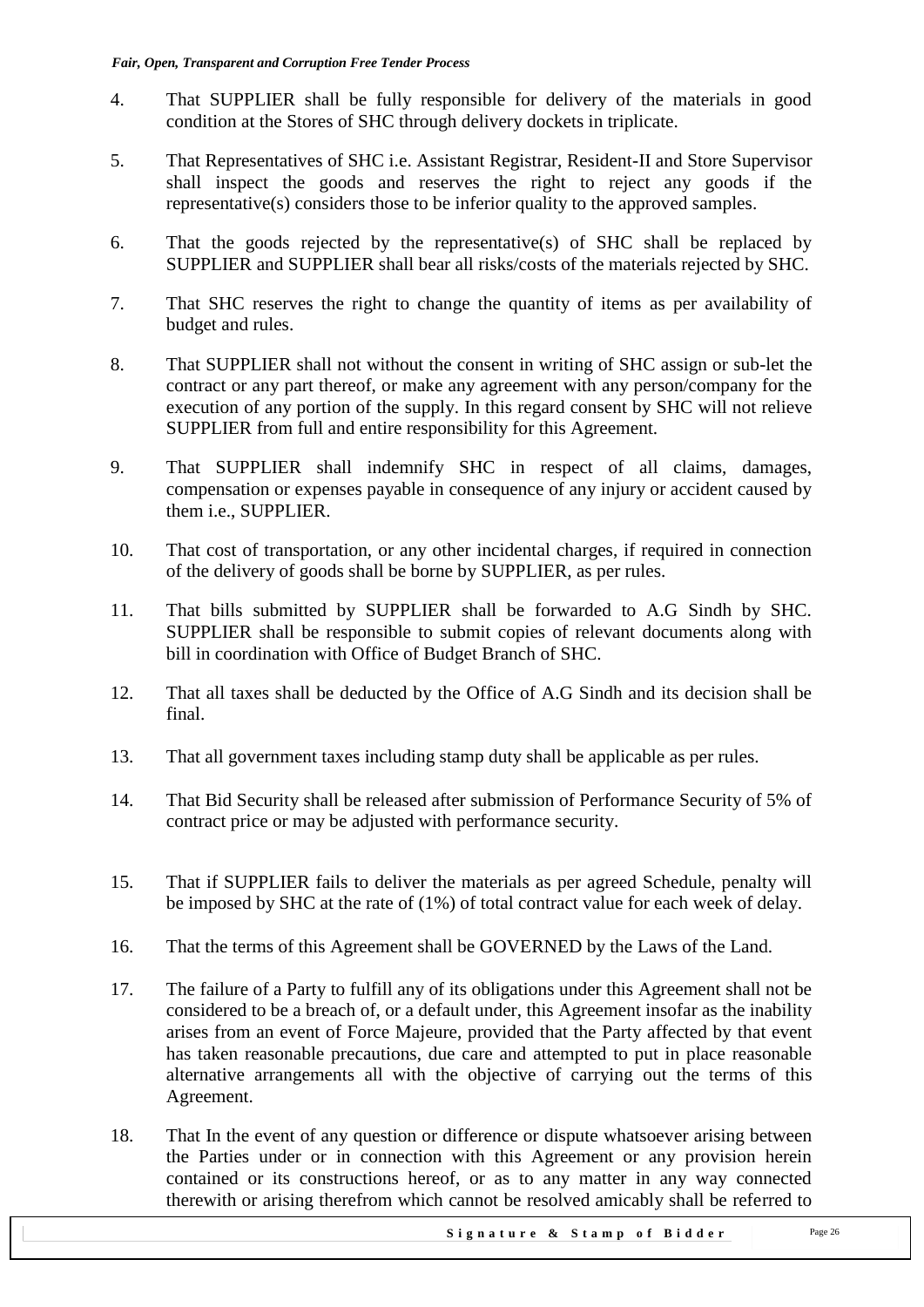4. That SUPPLIER shall be fully responsible for delivery of the materials in good condition at the Stores of SHC through delivery dockets in triplicate.

5. That Representatives of SHC i.e. Assistant Registrar, Resident-II and Store Supervisor shall inspect the goods and reserves the right to reject any goods if the representative(s) considers those to be inferior quality to the approved samples.

6. That the goods rejected by the representative(s) of SHC shall be replaced by SUPPLIER and SUPPLIER shall bear all risks/costs of the materials rejected by SHC.

7. That SHC reserves the right to change the quantity of items as per availability of budget and rules.

8. That SUPPLIER shall not without the consent in writing of SHC assign or sub-let the contract or any part thereof, or make any agreement with any person/company for the execution of any portion of the supply. In this regard consent by SHC will not relieve SUPPLIER from full and entire responsibility for this Agreement.

9. That SUPPLIER shall indemnify SHC in respect of all claims, damages, compensation or expenses payable in consequence of any injury or accident caused by them i.e., SUPPLIER.

10. That cost of transportation, or any other incidental charges, if required in connection of the delivery of goods shall be borne by SUPPLIER, as per rules.

11. That bills submitted by SUPPLIER shall be forwarded to A.G Sindh by SHC. SUPPLIER shall be responsible to submit copies of relevant documents along with bill in coordination with Office of Budget Branch of SHC.

12. That all taxes shall be deducted by the Office of A.G Sindh and its decision shall be final.

13. That all government taxes including stamp duty shall be applicable as per rules.

14. That Bid Security shall be released after submission of Performance Security of 5% of contract price or may be adjusted with performance security.

15. That if SUPPLIER fails to deliver the materials as per agreed Schedule, penalty will be imposed by SHC at the rate of (1%) of total contract value for each week of delay.

16. That the terms of this Agreement shall be GOVERNED by the Laws of the Land.

17. The failure of a Party to fulfill any of its obligations under this Agreement shall not be considered to be a breach of, or a default under, this Agreement insofar as the inability arises from an event of Force Majeure, provided that the Party affected by that event has taken reasonable precautions, due care and attempted to put in place reasonable alternative arrangements all with the objective of carrying out the terms of this Agreement.

18. That In the event of any question or difference or dispute whatsoever arising between the Parties under or in connection with this Agreement or any provision herein contained or its constructions hereof, or as to any matter in any way connected therewith or arising therefrom which cannot be resolved amicably shall be referred to

**Signature & Stamp of Bidder**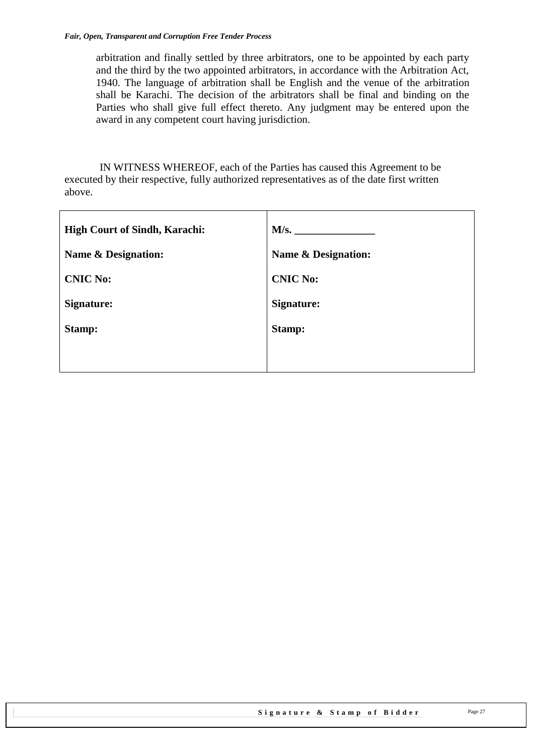arbitration and finally settled by three arbitrators, one to be appointed by each party and the third by the two appointed arbitrators, in accordance with the Arbitration Act, 1940. The language of arbitration shall be English and the venue of the arbitration shall be Karachi. The decision of the arbitrators shall be final and binding on the Parties who shall give full effect thereto. Any judgment may be entered upon the award in any competent court having jurisdiction.

IN WITNESS WHEREOF, each of the Parties has caused this Agreement to be executed by their respective, fully authorized representatives as of the date first written above.

| **High Court of Sindh, Karachi:** | **M/s. _______________** |
|---|---|
| **Name & Designation:** | **Name & Designation:** |
| **CNIC No:** | **CNIC No:** |
| **Signature:** | **Signature:** |
| **Stamp:** | **Stamp:** |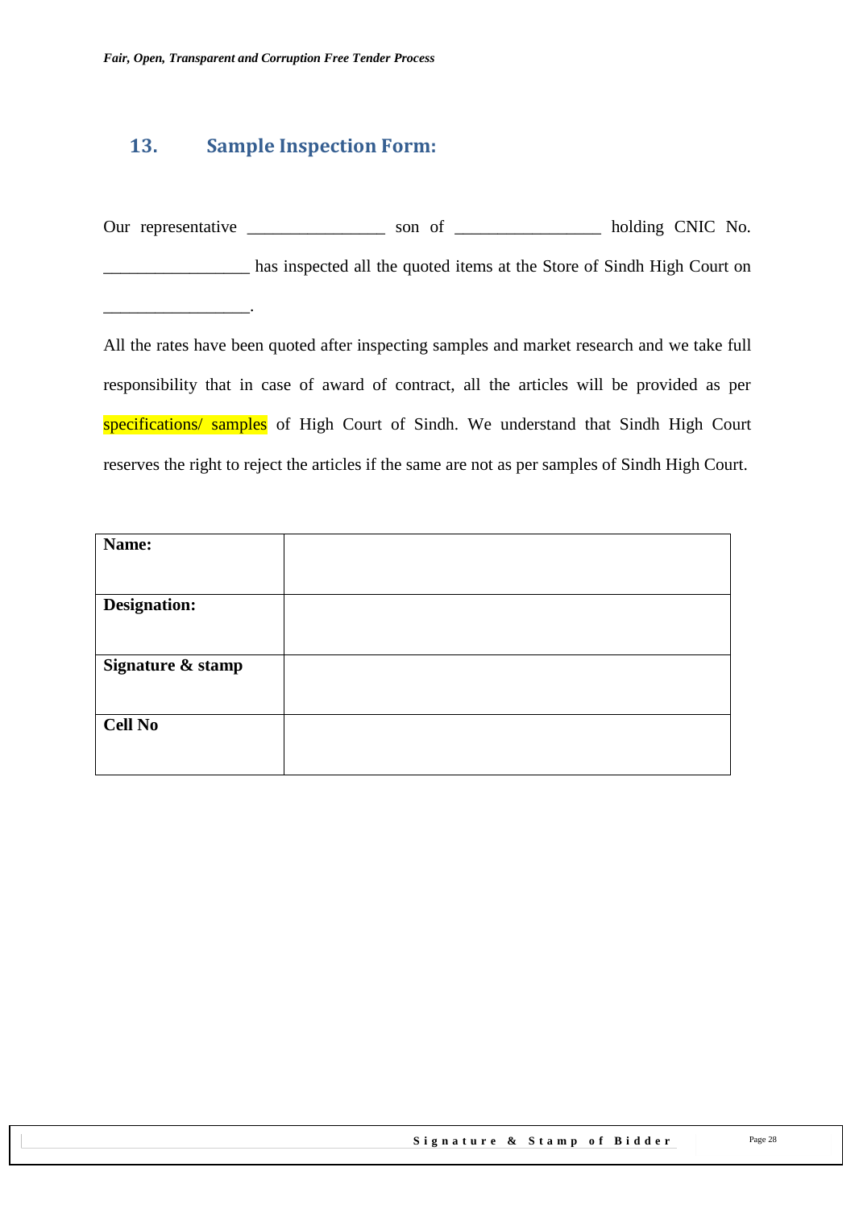## 13. Sample Inspection Form:

Our representative ________________ son of _________________ holding CNIC No. _________________ has inspected all the quoted items at the Store of Sindh High Court on _________________.

All the rates have been quoted after inspecting samples and market research and we take full responsibility that in case of award of contract, all the articles will be provided as per specifications/ samples of High Court of Sindh. We understand that Sindh High Court reserves the right to reject the articles if the same are not as per samples of Sindh High Court.

| | |
|---|---|
| **Name:** | |
| **Designation:** | |
| **Signature & stamp** | |
| **Cell No** | |